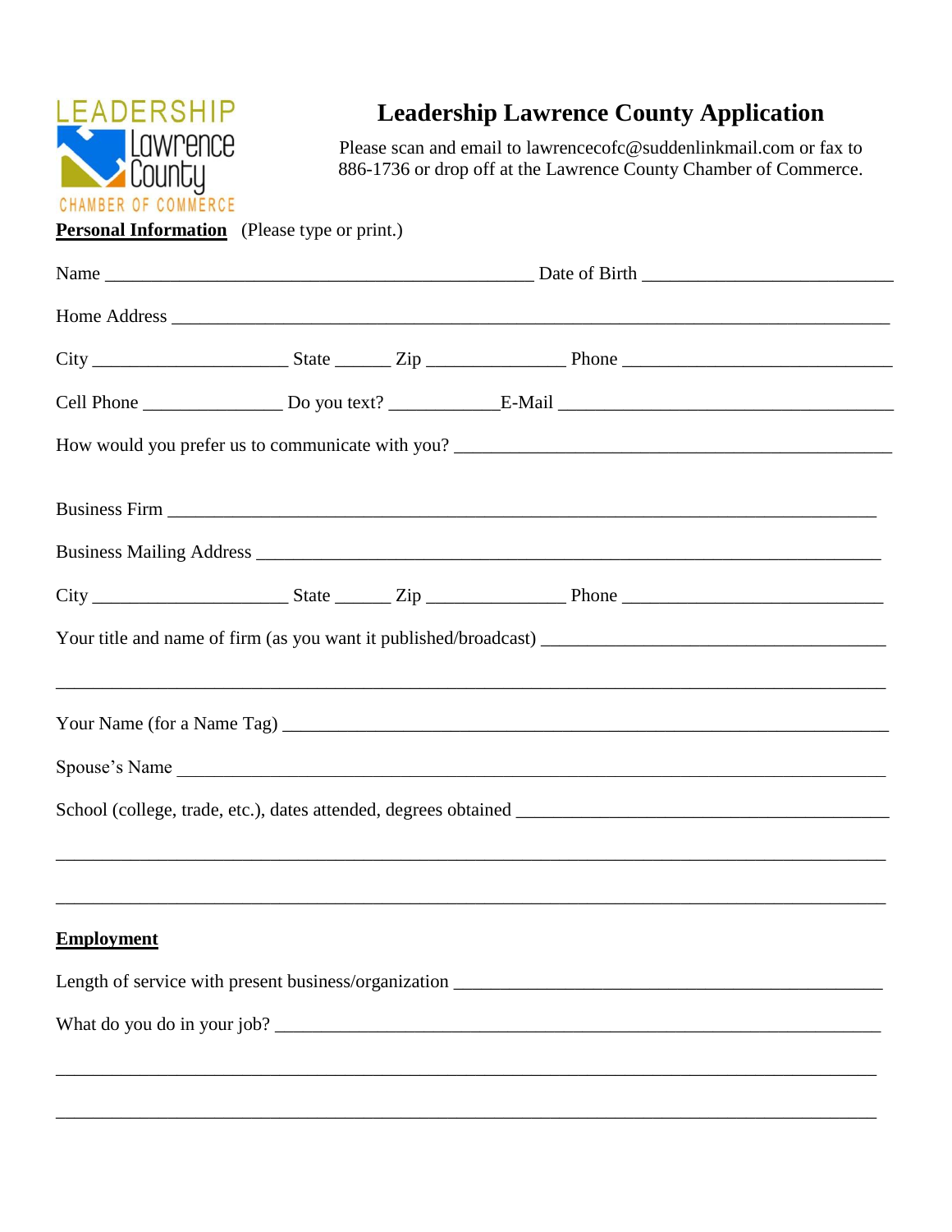LEADERSHIP Lawrence County CHAMBER OF COMMERCE

# Leadership Lawrence County Application

Please scan and email to lawrencecofc@suddenlinkmail.com or fax to 886-1736 or drop off at the Lawrence County Chamber of Commerce.

**Personal Information** (Please type or print.)

Name _______________________________________________ Date of Birth ____________________________

Home Address _______________________________________________________________________________

City _____________________ State ______ Zip _______________ Phone ______________________________

Cell Phone _______________ Do you text? ____________E-Mail ___________________________________

How would you prefer us to communicate with you? ________________________________________________

Business Firm _______________________________________________________________________________

Business Mailing Address ____________________________________________________________________

City _____________________ State ______ Zip _______________ Phone ____________________________

Your title and name of firm (as you want it published/broadcast) ____________________________________

_____________________________________________________________________________________________

Your Name (for a Name Tag) _________________________________________________________________

Spouse's Name _______________________________________________________________________________

School (college, trade, etc.), dates attended, degrees obtained _________________________________________

_____________________________________________________________________________________________

_____________________________________________________________________________________________

**Employment**

Length of service with present business/organization _______________________________________________

What do you do in your job? ___________________________________________________________________

_____________________________________________________________________________________________

_____________________________________________________________________________________________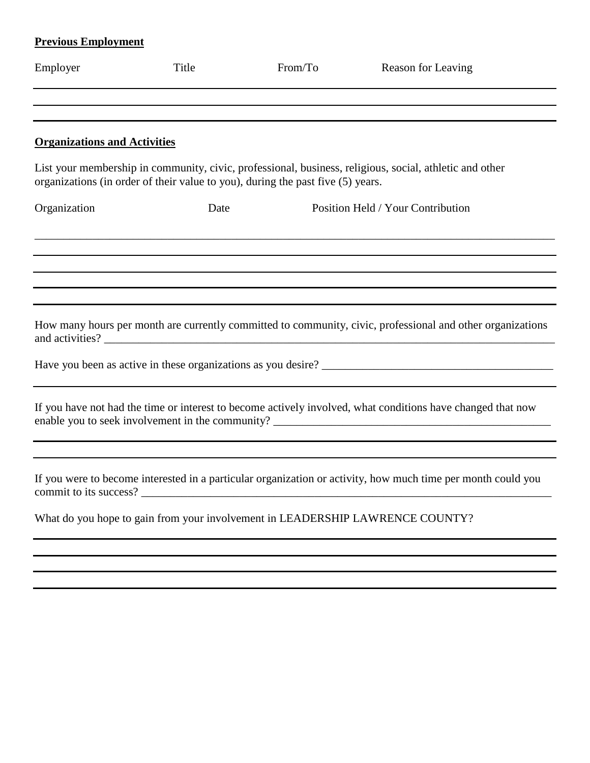**Previous Employment**

| Employer | Title | From/To | Reason for Leaving |
|---|---|---|---|
| | | | |
| | | | |

**Organizations and Activities**

List your membership in community, civic, professional, business, religious, social, athletic and other organizations (in order of their value to you), during the past five (5) years.

| Organization | Date | Position Held / Your Contribution |
|---|---|---|
| | | |
| | | |
| | | |
| | | |
| | | |

How many hours per month are currently committed to community, civic, professional and other organizations and activities? ___________________________________________

Have you been as active in these organizations as you desire? ___________________________________________

___________________________________________

If you have not had the time or interest to become actively involved, what conditions have changed that now enable you to seek involvement in the community? ___________________________________________

___________________________________________

___________________________________________

If you were to become interested in a particular organization or activity, how much time per month could you commit to its success? ___________________________________________

What do you hope to gain from your involvement in LEADERSHIP LAWRENCE COUNTY?

___________________________________________

___________________________________________

___________________________________________

___________________________________________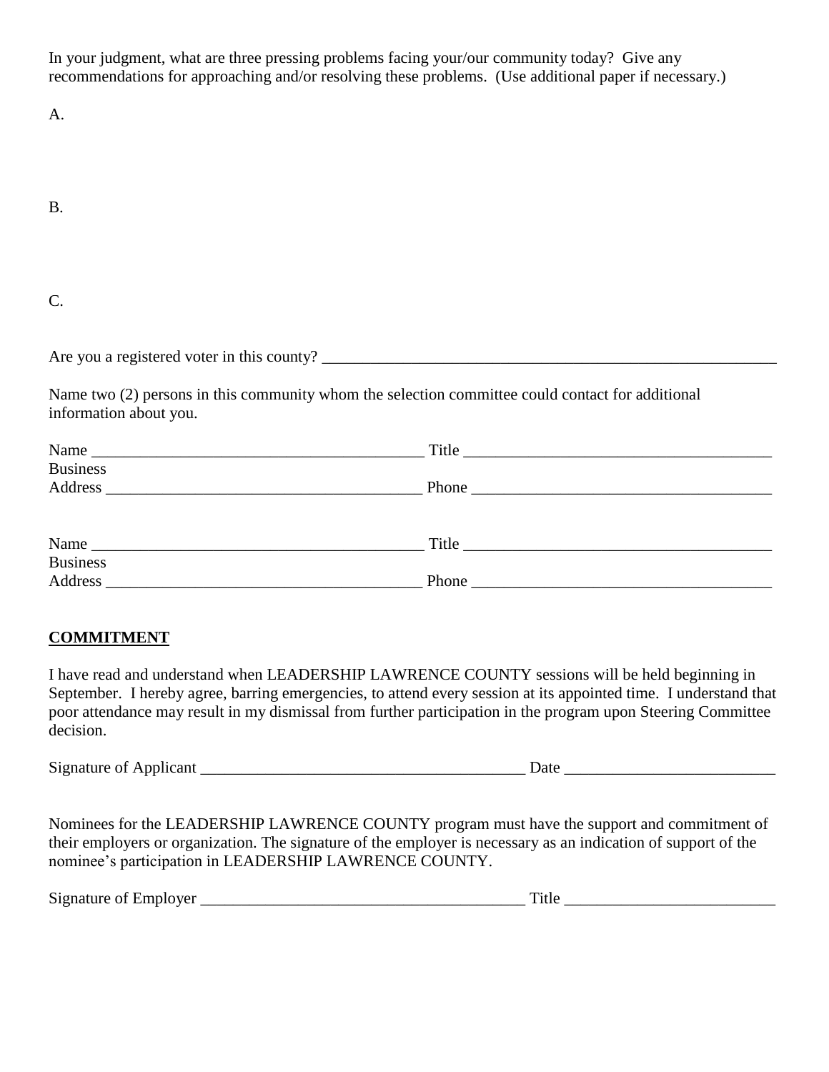In your judgment, what are three pressing problems facing your/our community today? Give any recommendations for approaching and/or resolving these problems. (Use additional paper if necessary.)

A.

B.

C.

Are you a registered voter in this county? ___________________________________________________________

Name two (2) persons in this community whom the selection committee could contact for additional information about you.

Name _________________________________________ Title ______________________________________
Business
Address _______________________________________ Phone _____________________________________

Name _________________________________________ Title ______________________________________
Business
Address _______________________________________ Phone _____________________________________

## COMMITMENT

I have read and understand when LEADERSHIP LAWRENCE COUNTY sessions will be held beginning in September. I hereby agree, barring emergencies, to attend every session at its appointed time. I understand that poor attendance may result in my dismissal from further participation in the program upon Steering Committee decision.

Signature of Applicant ________________________________________ Date __________________________

Nominees for the LEADERSHIP LAWRENCE COUNTY program must have the support and commitment of their employers or organization. The signature of the employer is necessary as an indication of support of the nominee's participation in LEADERSHIP LAWRENCE COUNTY.

Signature of Employer ________________________________________ Title __________________________